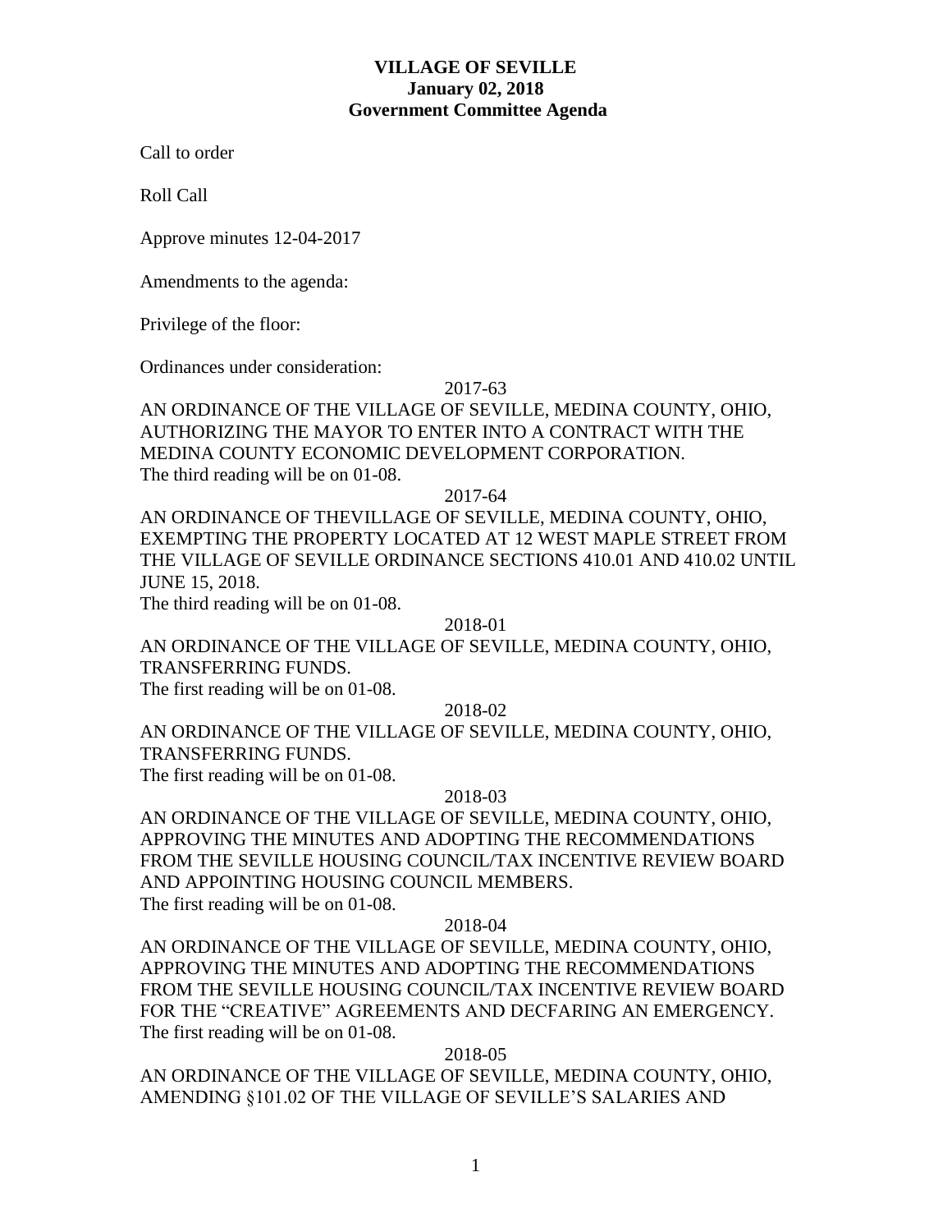**VILLAGE OF SEVILLE**
**January 02, 2018**
**Government Committee Agenda**

Call to order

Roll Call

Approve minutes 12-04-2017

Amendments to the agenda:

Privilege of the floor:

Ordinances under consideration:

2017-63

AN ORDINANCE OF THE VILLAGE OF SEVILLE, MEDINA COUNTY, OHIO, AUTHORIZING THE MAYOR TO ENTER INTO A CONTRACT WITH THE MEDINA COUNTY ECONOMIC DEVELOPMENT CORPORATION.
The third reading will be on 01-08.

2017-64

AN ORDINANCE OF THEVILLAGE OF SEVILLE, MEDINA COUNTY, OHIO, EXEMPTING THE PROPERTY LOCATED AT 12 WEST MAPLE STREET FROM THE VILLAGE OF SEVILLE ORDINANCE SECTIONS 410.01 AND 410.02 UNTIL JUNE 15, 2018.
The third reading will be on 01-08.

2018-01

AN ORDINANCE OF THE VILLAGE OF SEVILLE, MEDINA COUNTY, OHIO, TRANSFERRING FUNDS.
The first reading will be on 01-08.

2018-02

AN ORDINANCE OF THE VILLAGE OF SEVILLE, MEDINA COUNTY, OHIO, TRANSFERRING FUNDS.
The first reading will be on 01-08.

2018-03

AN ORDINANCE OF THE VILLAGE OF SEVILLE, MEDINA COUNTY, OHIO, APPROVING THE MINUTES AND ADOPTING THE RECOMMENDATIONS FROM THE SEVILLE HOUSING COUNCIL/TAX INCENTIVE REVIEW BOARD AND APPOINTING HOUSING COUNCIL MEMBERS.
The first reading will be on 01-08.

2018-04

AN ORDINANCE OF THE VILLAGE OF SEVILLE, MEDINA COUNTY, OHIO, APPROVING THE MINUTES AND ADOPTING THE RECOMMENDATIONS FROM THE SEVILLE HOUSING COUNCIL/TAX INCENTIVE REVIEW BOARD FOR THE "CREATIVE" AGREEMENTS AND DECFARING AN EMERGENCY.
The first reading will be on 01-08.

2018-05

AN ORDINANCE OF THE VILLAGE OF SEVILLE, MEDINA COUNTY, OHIO, AMENDING §101.02 OF THE VILLAGE OF SEVILLE'S SALARIES AND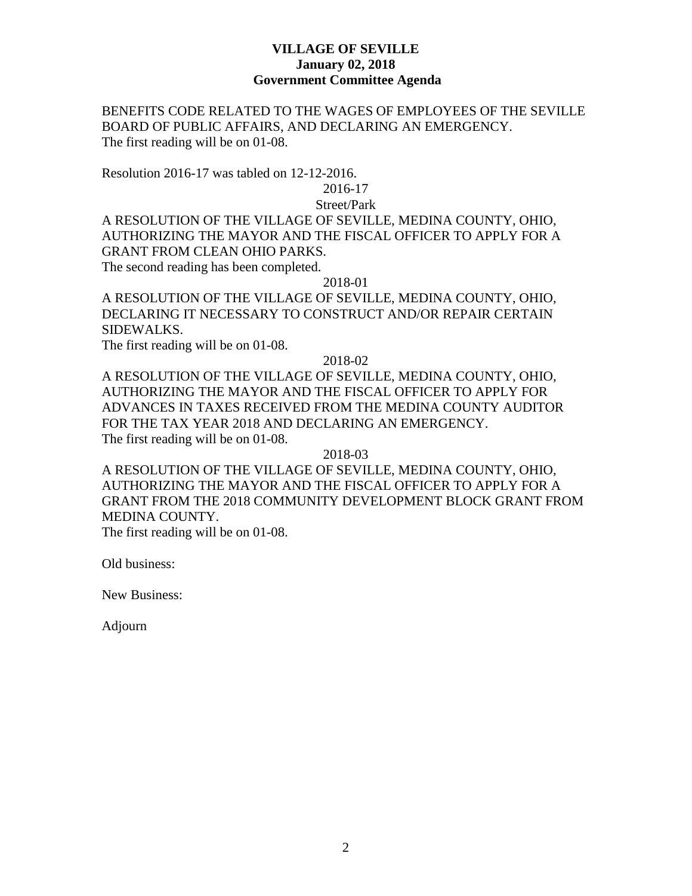**VILLAGE OF SEVILLE**
**January 02, 2018**
**Government Committee Agenda**

BENEFITS CODE RELATED TO THE WAGES OF EMPLOYEES OF THE SEVILLE BOARD OF PUBLIC AFFAIRS, AND DECLARING AN EMERGENCY.
The first reading will be on 01-08.

Resolution 2016-17 was tabled on 12-12-2016.

2016-17
Street/Park

A RESOLUTION OF THE VILLAGE OF SEVILLE, MEDINA COUNTY, OHIO, AUTHORIZING THE MAYOR AND THE FISCAL OFFICER TO APPLY FOR A GRANT FROM CLEAN OHIO PARKS.
The second reading has been completed.

2018-01

A RESOLUTION OF THE VILLAGE OF SEVILLE, MEDINA COUNTY, OHIO, DECLARING IT NECESSARY TO CONSTRUCT AND/OR REPAIR CERTAIN SIDEWALKS.
The first reading will be on 01-08.

2018-02

A RESOLUTION OF THE VILLAGE OF SEVILLE, MEDINA COUNTY, OHIO, AUTHORIZING THE MAYOR AND THE FISCAL OFFICER TO APPLY FOR ADVANCES IN TAXES RECEIVED FROM THE MEDINA COUNTY AUDITOR FOR THE TAX YEAR 2018 AND DECLARING AN EMERGENCY.
The first reading will be on 01-08.

2018-03

A RESOLUTION OF THE VILLAGE OF SEVILLE, MEDINA COUNTY, OHIO, AUTHORIZING THE MAYOR AND THE FISCAL OFFICER TO APPLY FOR A GRANT FROM THE 2018 COMMUNITY DEVELOPMENT BLOCK GRANT FROM MEDINA COUNTY.
The first reading will be on 01-08.

Old business:

New Business:

Adjourn